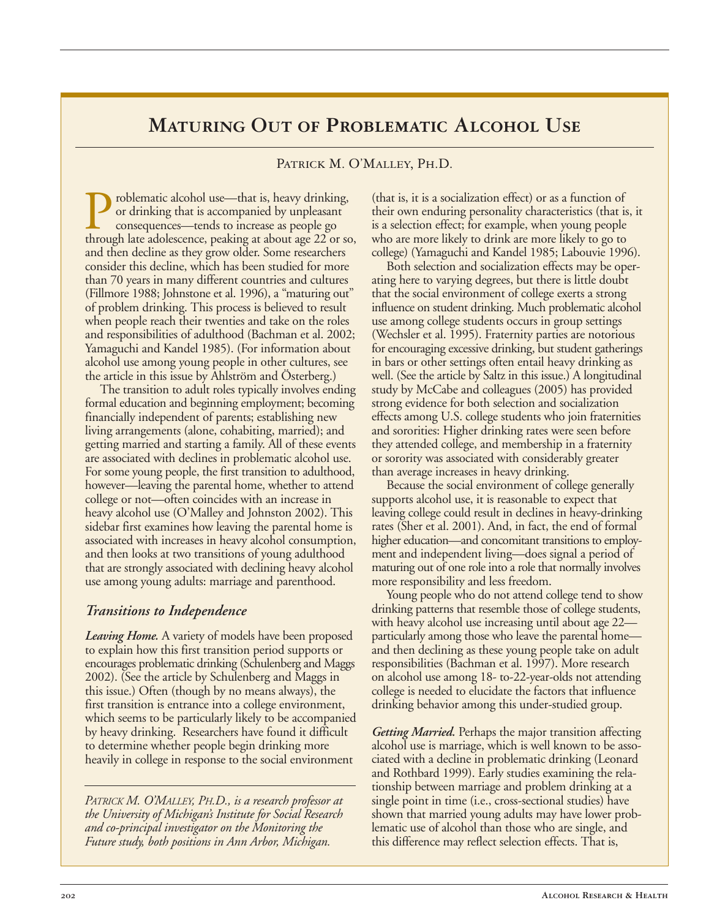# Maturing Out of Problematic Alcohol Use

Patrick M. O'Malley, Ph.D.

Problematic alcohol use—that is, heavy drinking, or drinking that is accompanied by unpleasant consequences—tends to increase as people go through late adolescence, peaking at about age 22 or so, and then decline as they grow older. Some researchers consider this decline, which has been studied for more than 70 years in many different countries and cultures (Fillmore 1988; Johnstone et al. 1996), a "maturing out" of problem drinking. This process is believed to result when people reach their twenties and take on the roles and responsibilities of adulthood (Bachman et al. 2002; Yamaguchi and Kandel 1985). (For information about alcohol use among young people in other cultures, see the article in this issue by Ahlström and Österberg.)

The transition to adult roles typically involves ending formal education and beginning employment; becoming financially independent of parents; establishing new living arrangements (alone, cohabiting, married); and getting married and starting a family. All of these events are associated with declines in problematic alcohol use. For some young people, the first transition to adulthood, however—leaving the parental home, whether to attend college or not—often coincides with an increase in heavy alcohol use (O'Malley and Johnston 2002). This sidebar first examines how leaving the parental home is associated with increases in heavy alcohol consumption, and then looks at two transitions of young adulthood that are strongly associated with declining heavy alcohol use among young adults: marriage and parenthood.

## *Transitions to Independence*

***Leaving Home.*** A variety of models have been proposed to explain how this first transition period supports or encourages problematic drinking (Schulenberg and Maggs 2002). (See the article by Schulenberg and Maggs in this issue.) Often (though by no means always), the first transition is entrance into a college environment, which seems to be particularly likely to be accompanied by heavy drinking. Researchers have found it difficult to determine whether people begin drinking more heavily in college in response to the social environment (that is, it is a socialization effect) or as a function of their own enduring personality characteristics (that is, it is a selection effect; for example, when young people who are more likely to drink are more likely to go to college) (Yamaguchi and Kandel 1985; Labouvie 1996).

Both selection and socialization effects may be operating here to varying degrees, but there is little doubt that the social environment of college exerts a strong influence on student drinking. Much problematic alcohol use among college students occurs in group settings (Wechsler et al. 1995). Fraternity parties are notorious for encouraging excessive drinking, but student gatherings in bars or other settings often entail heavy drinking as well. (See the article by Saltz in this issue.) A longitudinal study by McCabe and colleagues (2005) has provided strong evidence for both selection and socialization effects among U.S. college students who join fraternities and sororities: Higher drinking rates were seen before they attended college, and membership in a fraternity or sorority was associated with considerably greater than average increases in heavy drinking.

Because the social environment of college generally supports alcohol use, it is reasonable to expect that leaving college could result in declines in heavy-drinking rates (Sher et al. 2001). And, in fact, the end of formal higher education—and concomitant transitions to employment and independent living—does signal a period of maturing out of one role into a role that normally involves more responsibility and less freedom.

Young people who do not attend college tend to show drinking patterns that resemble those of college students, with heavy alcohol use increasing until about age 22—particularly among those who leave the parental home—and then declining as these young people take on adult responsibilities (Bachman et al. 1997). More research on alcohol use among 18- to-22-year-olds not attending college is needed to elucidate the factors that influence drinking behavior among this under-studied group.

***Getting Married.*** Perhaps the major transition affecting alcohol use is marriage, which is well known to be associated with a decline in problematic drinking (Leonard and Rothbard 1999). Early studies examining the relationship between marriage and problem drinking at a single point in time (i.e., cross-sectional studies) have shown that married young adults may have lower problematic use of alcohol than those who are single, and this difference may reflect selection effects. That is,

---

*Patrick M. O'Malley, Ph.D., is a research professor at the University of Michigan's Institute for Social Research and co-principal investigator on the Monitoring the Future study, both positions in Ann Arbor, Michigan.*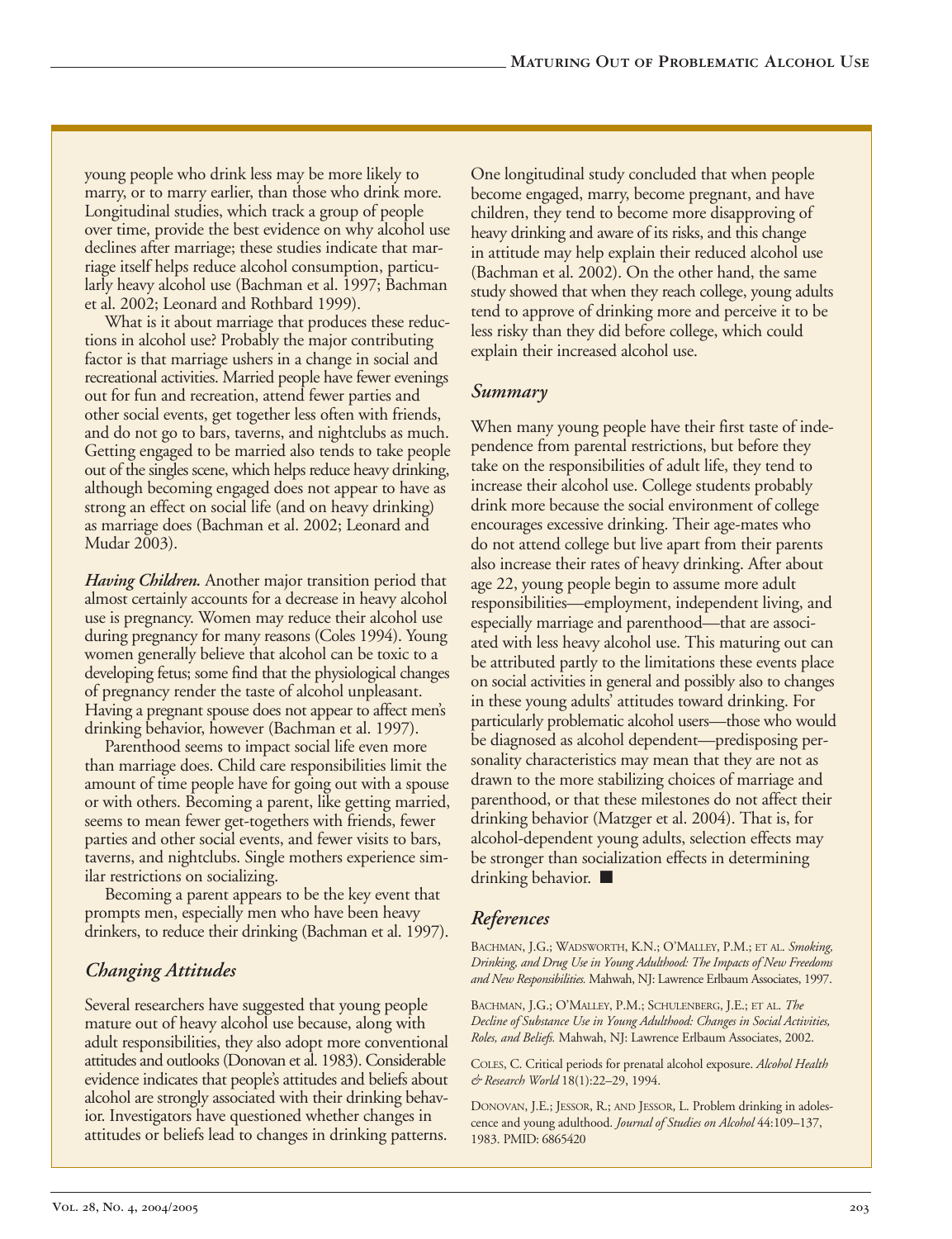young people who drink less may be more likely to marry, or to marry earlier, than those who drink more. Longitudinal studies, which track a group of people over time, provide the best evidence on why alcohol use declines after marriage; these studies indicate that marriage itself helps reduce alcohol consumption, particularly heavy alcohol use (Bachman et al. 1997; Bachman et al. 2002; Leonard and Rothbard 1999).

What is it about marriage that produces these reductions in alcohol use? Probably the major contributing factor is that marriage ushers in a change in social and recreational activities. Married people have fewer evenings out for fun and recreation, attend fewer parties and other social events, get together less often with friends, and do not go to bars, taverns, and nightclubs as much. Getting engaged to be married also tends to take people out of the singles scene, which helps reduce heavy drinking, although becoming engaged does not appear to have as strong an effect on social life (and on heavy drinking) as marriage does (Bachman et al. 2002; Leonard and Mudar 2003).

***Having Children.*** Another major transition period that almost certainly accounts for a decrease in heavy alcohol use is pregnancy. Women may reduce their alcohol use during pregnancy for many reasons (Coles 1994). Young women generally believe that alcohol can be toxic to a developing fetus; some find that the physiological changes of pregnancy render the taste of alcohol unpleasant. Having a pregnant spouse does not appear to affect men's drinking behavior, however (Bachman et al. 1997).

Parenthood seems to impact social life even more than marriage does. Child care responsibilities limit the amount of time people have for going out with a spouse or with others. Becoming a parent, like getting married, seems to mean fewer get-togethers with friends, fewer parties and other social events, and fewer visits to bars, taverns, and nightclubs. Single mothers experience similar restrictions on socializing.

Becoming a parent appears to be the key event that prompts men, especially men who have been heavy drinkers, to reduce their drinking (Bachman et al. 1997).

## *Changing Attitudes*

Several researchers have suggested that young people mature out of heavy alcohol use because, along with adult responsibilities, they also adopt more conventional attitudes and outlooks (Donovan et al. 1983). Considerable evidence indicates that people's attitudes and beliefs about alcohol are strongly associated with their drinking behavior. Investigators have questioned whether changes in attitudes or beliefs lead to changes in drinking patterns. One longitudinal study concluded that when people become engaged, marry, become pregnant, and have children, they tend to become more disapproving of heavy drinking and aware of its risks, and this change in attitude may help explain their reduced alcohol use (Bachman et al. 2002). On the other hand, the same study showed that when they reach college, young adults tend to approve of drinking more and perceive it to be less risky than they did before college, which could explain their increased alcohol use.

## *Summary*

When many young people have their first taste of independence from parental restrictions, but before they take on the responsibilities of adult life, they tend to increase their alcohol use. College students probably drink more because the social environment of college encourages excessive drinking. Their age-mates who do not attend college but live apart from their parents also increase their rates of heavy drinking. After about age 22, young people begin to assume more adult responsibilities—employment, independent living, and especially marriage and parenthood—that are associated with less heavy alcohol use. This maturing out can be attributed partly to the limitations these events place on social activities in general and possibly also to changes in these young adults' attitudes toward drinking. For particularly problematic alcohol users—those who would be diagnosed as alcohol dependent—predisposing personality characteristics may mean that they are not as drawn to the more stabilizing choices of marriage and parenthood, or that these milestones do not affect their drinking behavior (Matzger et al. 2004). That is, for alcohol-dependent young adults, selection effects may be stronger than socialization effects in determining drinking behavior. ■

## *References*

BACHMAN, J.G.; WADSWORTH, K.N.; O'MALLEY, P.M.; ET AL. *Smoking, Drinking, and Drug Use in Young Adulthood: The Impacts of New Freedoms and New Responsibilities.* Mahwah, NJ: Lawrence Erlbaum Associates, 1997.

BACHMAN, J.G.; O'MALLEY, P.M.; SCHULENBERG, J.E.; ET AL. *The Decline of Substance Use in Young Adulthood: Changes in Social Activities, Roles, and Beliefs.* Mahwah, NJ: Lawrence Erlbaum Associates, 2002.

COLES, C. Critical periods for prenatal alcohol exposure. *Alcohol Health & Research World* 18(1):22–29, 1994.

DONOVAN, J.E.; JESSOR, R.; AND JESSOR, L. Problem drinking in adolescence and young adulthood. *Journal of Studies on Alcohol* 44:109–137, 1983. PMID: 6865420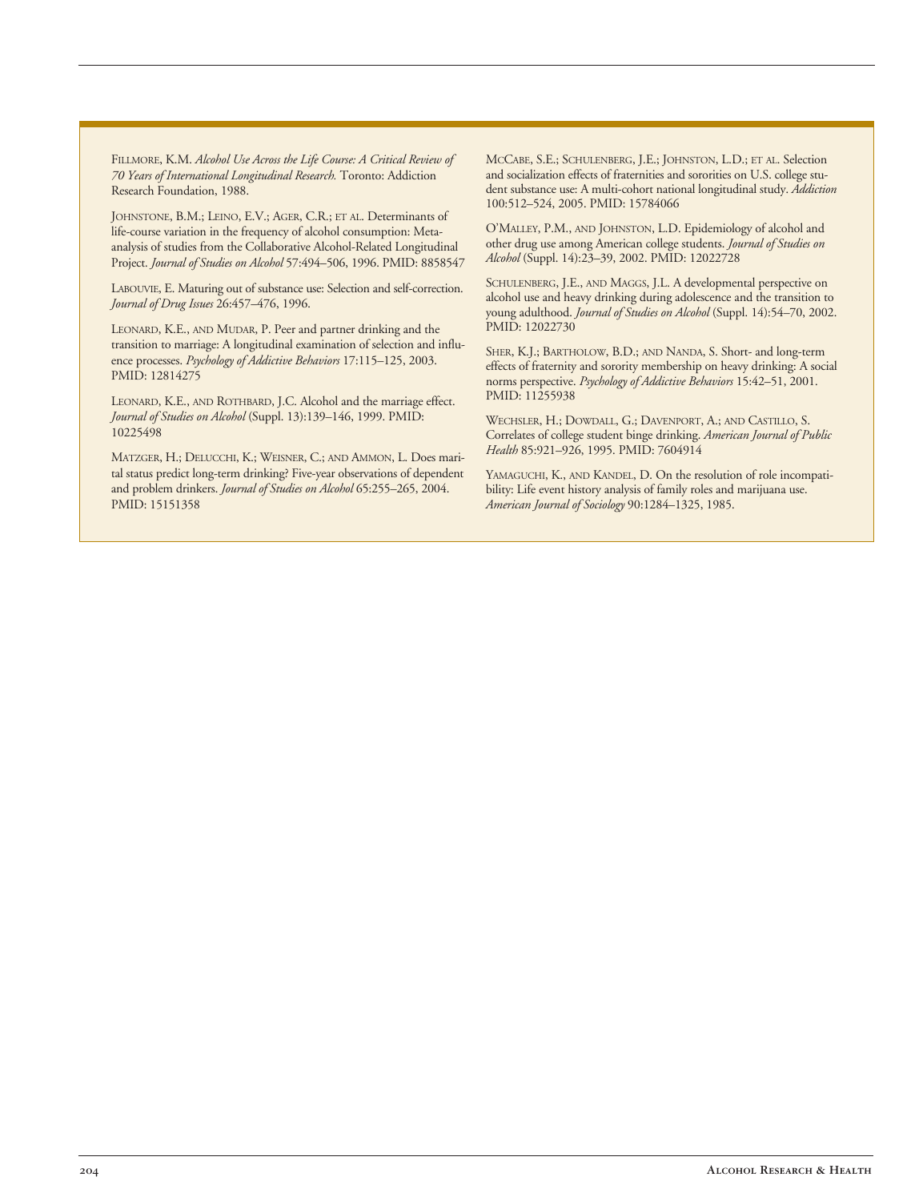Fillmore, K.M. *Alcohol Use Across the Life Course: A Critical Review of 70 Years of International Longitudinal Research.* Toronto: Addiction Research Foundation, 1988.

Johnstone, B.M.; Leino, E.V.; Ager, C.R.; et al. Determinants of life-course variation in the frequency of alcohol consumption: Meta-analysis of studies from the Collaborative Alcohol-Related Longitudinal Project. *Journal of Studies on Alcohol* 57:494–506, 1996. PMID: 8858547

Labouvie, E. Maturing out of substance use: Selection and self-correction. *Journal of Drug Issues* 26:457–476, 1996.

Leonard, K.E., and Mudar, P. Peer and partner drinking and the transition to marriage: A longitudinal examination of selection and influence processes. *Psychology of Addictive Behaviors* 17:115–125, 2003. PMID: 12814275

Leonard, K.E., and Rothbard, J.C. Alcohol and the marriage effect. *Journal of Studies on Alcohol* (Suppl. 13):139–146, 1999. PMID: 10225498

Matzger, H.; Delucchi, K.; Weisner, C.; and Ammon, L. Does marital status predict long-term drinking? Five-year observations of dependent and problem drinkers. *Journal of Studies on Alcohol* 65:255–265, 2004. PMID: 15151358

McCabe, S.E.; Schulenberg, J.E.; Johnston, L.D.; et al. Selection and socialization effects of fraternities and sororities on U.S. college student substance use: A multi-cohort national longitudinal study. *Addiction* 100:512–524, 2005. PMID: 15784066

O'Malley, P.M., and Johnston, L.D. Epidemiology of alcohol and other drug use among American college students. *Journal of Studies on Alcohol* (Suppl. 14):23–39, 2002. PMID: 12022728

Schulenberg, J.E., and Maggs, J.L. A developmental perspective on alcohol use and heavy drinking during adolescence and the transition to young adulthood. *Journal of Studies on Alcohol* (Suppl. 14):54–70, 2002. PMID: 12022730

Sher, K.J.; Bartholow, B.D.; and Nanda, S. Short- and long-term effects of fraternity and sorority membership on heavy drinking: A social norms perspective. *Psychology of Addictive Behaviors* 15:42–51, 2001. PMID: 11255938

Wechsler, H.; Dowdall, G.; Davenport, A.; and Castillo, S. Correlates of college student binge drinking. *American Journal of Public Health* 85:921–926, 1995. PMID: 7604914

Yamaguchi, K., and Kandel, D. On the resolution of role incompatibility: Life event history analysis of family roles and marijuana use. *American Journal of Sociology* 90:1284–1325, 1985.